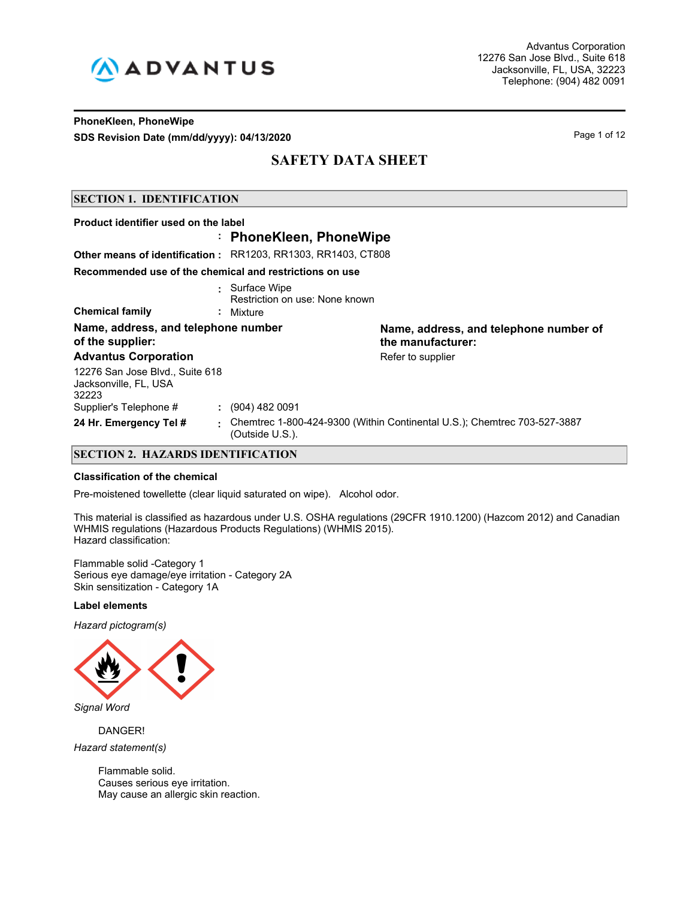Advantus Corporation
12276 San Jose Blvd., Suite 618
Jacksonville, FL, USA, 32223
Telephone: (904) 482 0091

**PhoneKleen, PhoneWipe**
**SDS Revision Date (mm/dd/yyyy): 04/13/2020**

# SAFETY DATA SHEET

## SECTION 1. IDENTIFICATION

**Product identifier used on the label**
: **PhoneKleen, PhoneWipe**

**Other means of identification :** RR1203, RR1303, RR1403, CT808

**Recommended use of the chemical and restrictions on use**
: Surface Wipe
Restriction on use: None known

**Chemical family** : Mixture

**Name, address, and telephone number of the supplier:**
**Advantus Corporation**
12276 San Jose Blvd., Suite 618
Jacksonville, FL, USA
32223

**Name, address, and telephone number of the manufacturer:**
Refer to supplier

Supplier's Telephone # : (904) 482 0091

**24 Hr. Emergency Tel #** : Chemtrec 1-800-424-9300 (Within Continental U.S.); Chemtrec 703-527-3887 (Outside U.S.).

## SECTION 2. HAZARDS IDENTIFICATION

**Classification of the chemical**

Pre-moistened towellette (clear liquid saturated on wipe). Alcohol odor.

This material is classified as hazardous under U.S. OSHA regulations (29CFR 1910.1200) (Hazcom 2012) and Canadian WHMIS regulations (Hazardous Products Regulations) (WHMIS 2015).
Hazard classification:

Flammable solid -Category 1
Serious eye damage/eye irritation - Category 2A
Skin sensitization - Category 1A

**Label elements**

*Hazard pictogram(s)*

*Signal Word*

DANGER!

*Hazard statement(s)*

Flammable solid.
Causes serious eye irritation.
May cause an allergic skin reaction.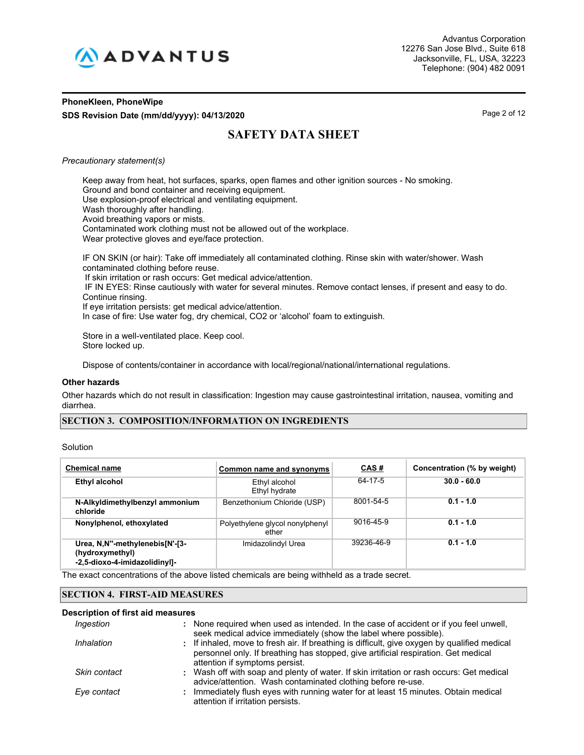*Precautionary statement(s)*

Keep away from heat, hot surfaces, sparks, open flames and other ignition sources - No smoking.
Ground and bond container and receiving equipment.
Use explosion-proof electrical and ventilating equipment.
Wash thoroughly after handling.
Avoid breathing vapors or mists.
Contaminated work clothing must not be allowed out of the workplace.
Wear protective gloves and eye/face protection.

IF ON SKIN (or hair): Take off immediately all contaminated clothing. Rinse skin with water/shower. Wash contaminated clothing before reuse.
If skin irritation or rash occurs: Get medical advice/attention.
IF IN EYES: Rinse cautiously with water for several minutes. Remove contact lenses, if present and easy to do. Continue rinsing.
If eye irritation persists: get medical advice/attention.
In case of fire: Use water fog, dry chemical, CO2 or 'alcohol' foam to extinguish.

Store in a well-ventilated place. Keep cool.
Store locked up.

Dispose of contents/container in accordance with local/regional/national/international regulations.

### Other hazards

Other hazards which do not result in classification: Ingestion may cause gastrointestinal irritation, nausea, vomiting and diarrhea.

## SECTION 3. COMPOSITION/INFORMATION ON INGREDIENTS

Solution

| Chemical name | Common name and synonyms | CAS # | Concentration (% by weight) |
|---|---|---|---|
| **Ethyl alcohol** | Ethyl alcohol<br>Ethyl hydrate | 64-17-5 | **30.0 - 60.0** |
| **N-Alkyldimethylbenzyl ammonium chloride** | Benzethonium Chloride (USP) | 8001-54-5 | **0.1 - 1.0** |
| **Nonylphenol, ethoxylated** | Polyethylene glycol nonylphenyl ether | 9016-45-9 | **0.1 - 1.0** |
| **Urea, N,N''-methylenebis[N'-[3-(hydroxymethyl) -2,5-dioxo-4-imidazolidinyl]-** | Imidazolindyl Urea | 39236-46-9 | **0.1 - 1.0** |

The exact concentrations of the above listed chemicals are being withheld as a trade secret.

## SECTION 4. FIRST-AID MEASURES

### Description of first aid measures

*Ingestion* : None required when used as intended. In the case of accident or if you feel unwell, seek medical advice immediately (show the label where possible).

*Inhalation* : If inhaled, move to fresh air. If breathing is difficult, give oxygen by qualified medical personnel only. If breathing has stopped, give artificial respiration. Get medical attention if symptoms persist.

*Skin contact* : Wash off with soap and plenty of water. If skin irritation or rash occurs: Get medical advice/attention. Wash contaminated clothing before re-use.

*Eye contact* : Immediately flush eyes with running water for at least 15 minutes. Obtain medical attention if irritation persists.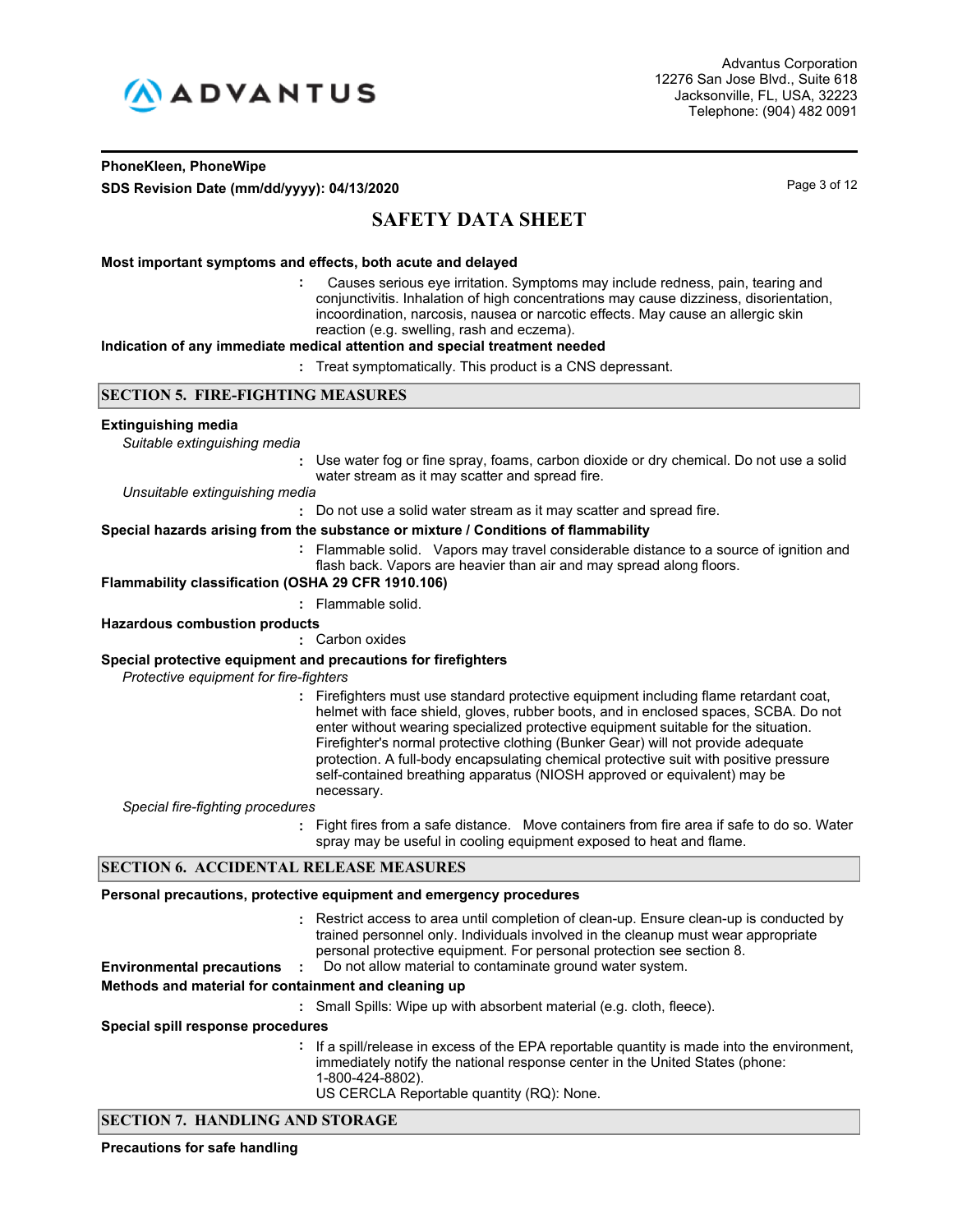**Most important symptoms and effects, both acute and delayed**

: Causes serious eye irritation. Symptoms may include redness, pain, tearing and conjunctivitis. Inhalation of high concentrations may cause dizziness, disorientation, incoordination, narcosis, nausea or narcotic effects. May cause an allergic skin reaction (e.g. swelling, rash and eczema).

**Indication of any immediate medical attention and special treatment needed**

: Treat symptomatically. This product is a CNS depressant.

## SECTION 5. FIRE-FIGHTING MEASURES

**Extinguishing media**

*Suitable extinguishing media*

: Use water fog or fine spray, foams, carbon dioxide or dry chemical. Do not use a solid water stream as it may scatter and spread fire.

*Unsuitable extinguishing media*

: Do not use a solid water stream as it may scatter and spread fire.

**Special hazards arising from the substance or mixture / Conditions of flammability**

: Flammable solid. Vapors may travel considerable distance to a source of ignition and flash back. Vapors are heavier than air and may spread along floors.

**Flammability classification (OSHA 29 CFR 1910.106)**

: Flammable solid.

**Hazardous combustion products**

: Carbon oxides

**Special protective equipment and precautions for firefighters**

*Protective equipment for fire-fighters*

: Firefighters must use standard protective equipment including flame retardant coat, helmet with face shield, gloves, rubber boots, and in enclosed spaces, SCBA. Do not enter without wearing specialized protective equipment suitable for the situation. Firefighter's normal protective clothing (Bunker Gear) will not provide adequate protection. A full-body encapsulating chemical protective suit with positive pressure self-contained breathing apparatus (NIOSH approved or equivalent) may be necessary.

*Special fire-fighting procedures*

: Fight fires from a safe distance. Move containers from fire area if safe to do so. Water spray may be useful in cooling equipment exposed to heat and flame.

## SECTION 6. ACCIDENTAL RELEASE MEASURES

**Personal precautions, protective equipment and emergency procedures**

: Restrict access to area until completion of clean-up. Ensure clean-up is conducted by trained personnel only. Individuals involved in the cleanup must wear appropriate personal protective equipment. For personal protection see section 8.

**Environmental precautions** : Do not allow material to contaminate ground water system.

**Methods and material for containment and cleaning up**

: Small Spills: Wipe up with absorbent material (e.g. cloth, fleece).

**Special spill response procedures**

: If a spill/release in excess of the EPA reportable quantity is made into the environment, immediately notify the national response center in the United States (phone: 1-800-424-8802).
US CERCLA Reportable quantity (RQ): None.

## SECTION 7. HANDLING AND STORAGE

**Precautions for safe handling**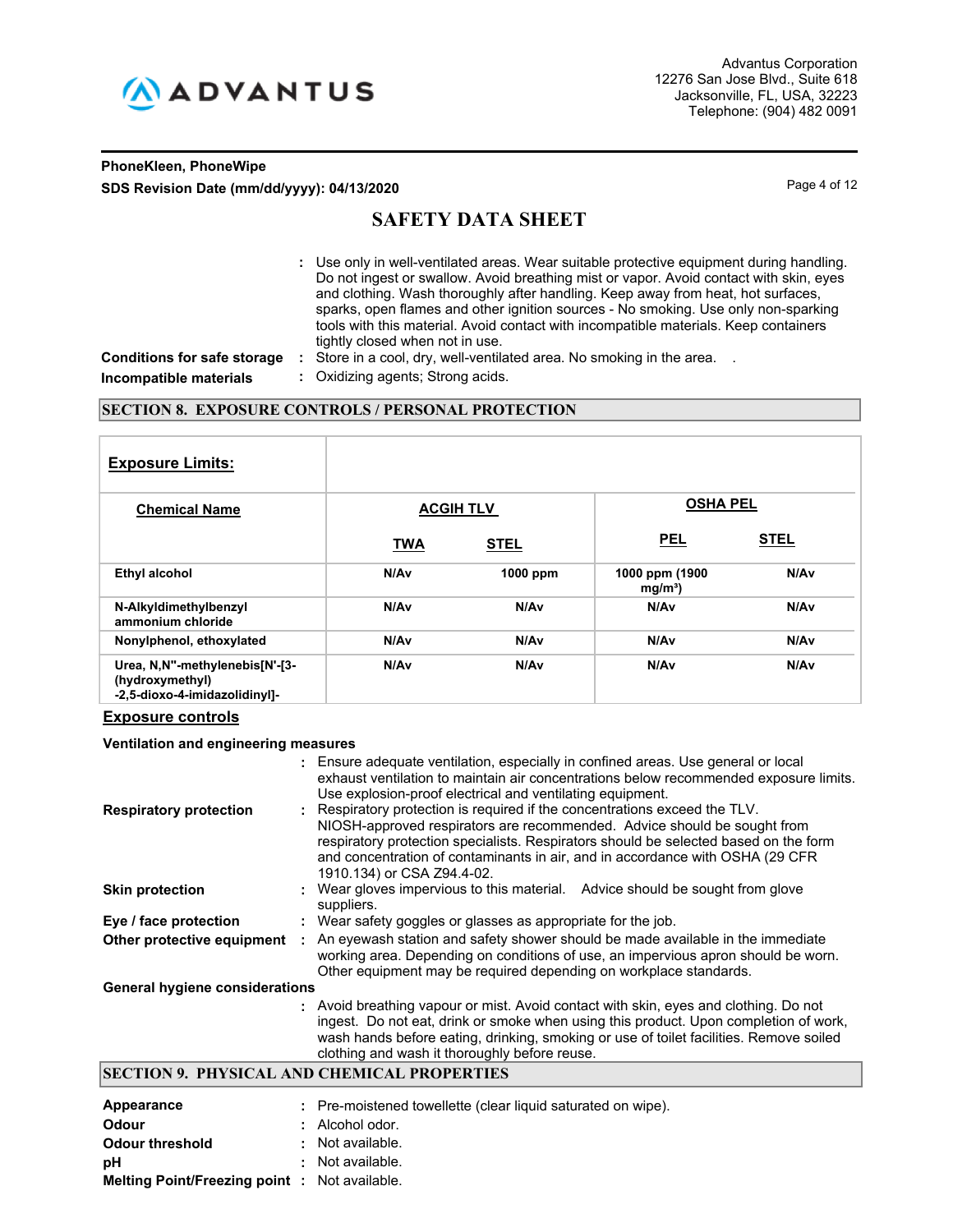: Use only in well-ventilated areas. Wear suitable protective equipment during handling. Do not ingest or swallow. Avoid breathing mist or vapor. Avoid contact with skin, eyes and clothing. Wash thoroughly after handling. Keep away from heat, hot surfaces, sparks, open flames and other ignition sources - No smoking. Use only non-sparking tools with this material. Avoid contact with incompatible materials. Keep containers tightly closed when not in use.

**Conditions for safe storage** : Store in a cool, dry, well-ventilated area. No smoking in the area.

**Incompatible materials** : Oxidizing agents; Strong acids.

## SECTION 8. EXPOSURE CONTROLS / PERSONAL PROTECTION

**Exposure Limits:**

| Chemical Name | ACGIH TLV | | OSHA PEL | |
|---|---|---|---|---|
| | TWA | STEL | PEL | STEL |
| Ethyl alcohol | N/Av | 1000 ppm | 1000 ppm (1900 mg/m³) | N/Av |
| N-Alkyldimethylbenzyl ammonium chloride | N/Av | N/Av | N/Av | N/Av |
| Nonylphenol, ethoxylated | N/Av | N/Av | N/Av | N/Av |
| Urea, N,N''-methylenebis[N'-[3-(hydroxymethyl) -2,5-dioxo-4-imidazolidinyl]- | N/Av | N/Av | N/Av | N/Av |

**Exposure controls**

**Ventilation and engineering measures**

: Ensure adequate ventilation, especially in confined areas. Use general or local exhaust ventilation to maintain air concentrations below recommended exposure limits. Use explosion-proof electrical and ventilating equipment.

**Respiratory protection** : Respiratory protection is required if the concentrations exceed the TLV. NIOSH-approved respirators are recommended. Advice should be sought from respiratory protection specialists. Respirators should be selected based on the form and concentration of contaminants in air, and in accordance with OSHA (29 CFR 1910.134) or CSA Z94.4-02.

**Skin protection** : Wear gloves impervious to this material. Advice should be sought from glove suppliers.

**Eye / face protection** : Wear safety goggles or glasses as appropriate for the job.

**Other protective equipment** : An eyewash station and safety shower should be made available in the immediate working area. Depending on conditions of use, an impervious apron should be worn. Other equipment may be required depending on workplace standards.

**General hygiene considerations**

: Avoid breathing vapour or mist. Avoid contact with skin, eyes and clothing. Do not ingest. Do not eat, drink or smoke when using this product. Upon completion of work, wash hands before eating, drinking, smoking or use of toilet facilities. Remove soiled clothing and wash it thoroughly before reuse.

## SECTION 9. PHYSICAL AND CHEMICAL PROPERTIES

**Appearance** : Pre-moistened towellette (clear liquid saturated on wipe).

**Odour** : Alcohol odor.

**Odour threshold** : Not available.

**pH** : Not available.

**Melting Point/Freezing point** : Not available.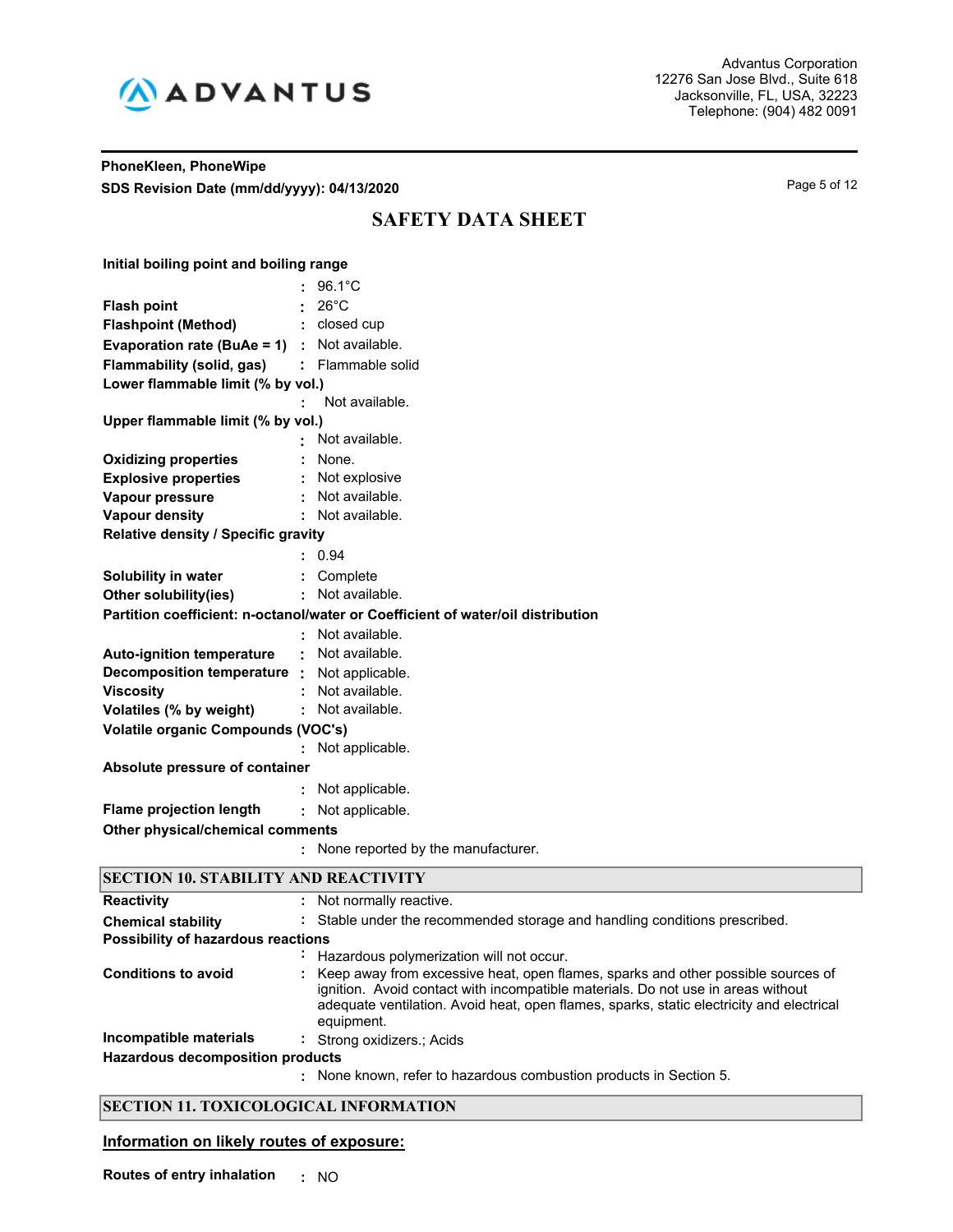**Initial boiling point and boiling range**
: 96.1°C

**Flash point** : 26°C
**Flashpoint (Method)** : closed cup
**Evaporation rate (BuAe = 1)** : Not available.
**Flammability (solid, gas)** : Flammable solid

**Lower flammable limit (% by vol.)**
: Not available.

**Upper flammable limit (% by vol.)**
: Not available.

**Oxidizing properties** : None.
**Explosive properties** : Not explosive
**Vapour pressure** : Not available.
**Vapour density** : Not available.

**Relative density / Specific gravity**
: 0.94

**Solubility in water** : Complete
**Other solubility(ies)** : Not available.

**Partition coefficient: n-octanol/water or Coefficient of water/oil distribution**
: Not available.

**Auto-ignition temperature** : Not available.
**Decomposition temperature** : Not applicable.
**Viscosity** : Not available.
**Volatiles (% by weight)** : Not available.

**Volatile organic Compounds (VOC's)**
: Not applicable.

**Absolute pressure of container**
: Not applicable.

**Flame projection length** : Not applicable.

**Other physical/chemical comments**
: None reported by the manufacturer.

## SECTION 10. STABILITY AND REACTIVITY

**Reactivity** : Not normally reactive.
**Chemical stability** : Stable under the recommended storage and handling conditions prescribed.

**Possibility of hazardous reactions**
: Hazardous polymerization will not occur.

**Conditions to avoid** : Keep away from excessive heat, open flames, sparks and other possible sources of ignition. Avoid contact with incompatible materials. Do not use in areas without adequate ventilation. Avoid heat, open flames, sparks, static electricity and electrical equipment.

**Incompatible materials** : Strong oxidizers.; Acids

**Hazardous decomposition products**
: None known, refer to hazardous combustion products in Section 5.

## SECTION 11. TOXICOLOGICAL INFORMATION

**Information on likely routes of exposure:**

**Routes of entry inhalation** : NO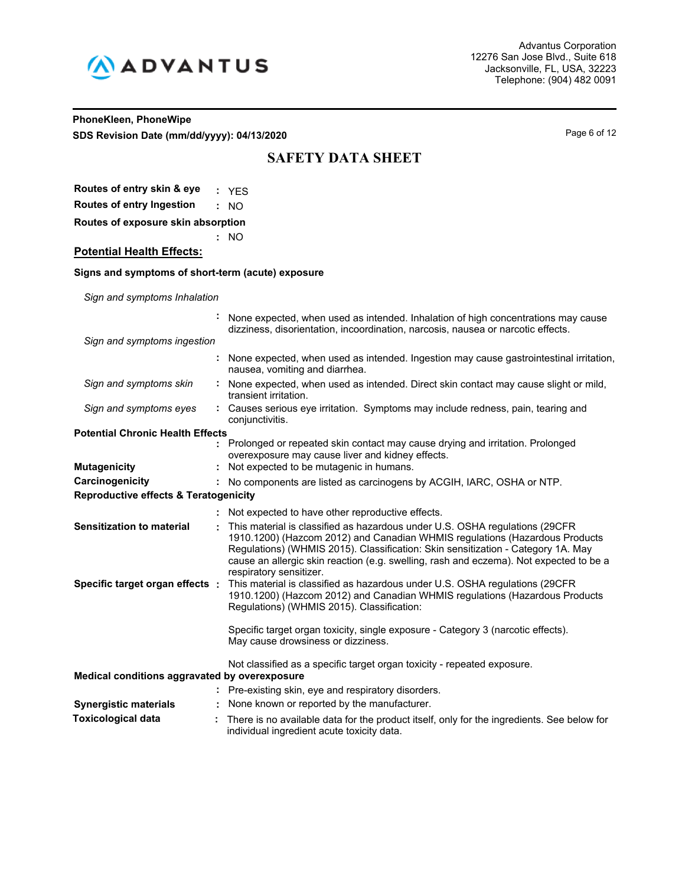# SAFETY DATA SHEET

**Routes of entry skin & eye** : YES

**Routes of entry Ingestion** : NO

**Routes of exposure skin absorption** : NO

## Potential Health Effects:

**Signs and symptoms of short-term (acute) exposure**

*Sign and symptoms Inhalation* : None expected, when used as intended. Inhalation of high concentrations may cause dizziness, disorientation, incoordination, narcosis, nausea or narcotic effects.

*Sign and symptoms ingestion* : None expected, when used as intended. Ingestion may cause gastrointestinal irritation, nausea, vomiting and diarrhea.

*Sign and symptoms skin* : None expected, when used as intended. Direct skin contact may cause slight or mild, transient irritation.

*Sign and symptoms eyes* : Causes serious eye irritation. Symptoms may include redness, pain, tearing and conjunctivitis.

**Potential Chronic Health Effects** : Prolonged or repeated skin contact may cause drying and irritation. Prolonged overexposure may cause liver and kidney effects.

**Mutagenicity** : Not expected to be mutagenic in humans.

**Carcinogenicity** : No components are listed as carcinogens by ACGIH, IARC, OSHA or NTP.

**Reproductive effects & Teratogenicity** : Not expected to have other reproductive effects.

**Sensitization to material** : This material is classified as hazardous under U.S. OSHA regulations (29CFR 1910.1200) (Hazcom 2012) and Canadian WHMIS regulations (Hazardous Products Regulations) (WHMIS 2015). Classification: Skin sensitization - Category 1A. May cause an allergic skin reaction (e.g. swelling, rash and eczema). Not expected to be a respiratory sensitizer.

**Specific target organ effects** : This material is classified as hazardous under U.S. OSHA regulations (29CFR 1910.1200) (Hazcom 2012) and Canadian WHMIS regulations (Hazardous Products Regulations) (WHMIS 2015). Classification:

Specific target organ toxicity, single exposure - Category 3 (narcotic effects). May cause drowsiness or dizziness.

Not classified as a specific target organ toxicity - repeated exposure.

**Medical conditions aggravated by overexposure** : Pre-existing skin, eye and respiratory disorders.

**Synergistic materials** : None known or reported by the manufacturer.

**Toxicological data** : There is no available data for the product itself, only for the ingredients. See below for individual ingredient acute toxicity data.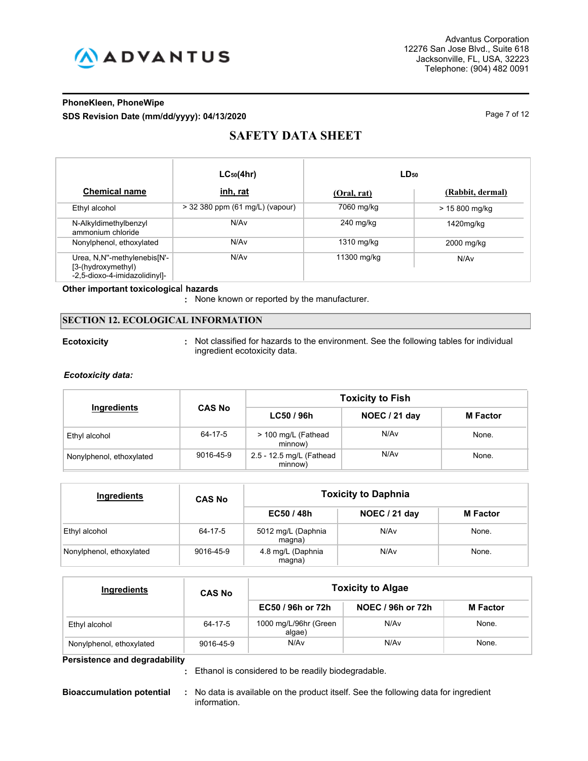| Chemical name | $LC_{50}$(4hr) inh, rat | $LD_{50}$ (Oral, rat) | $LD_{50}$ (Rabbit, dermal) |
|---|---|---|---|
| Ethyl alcohol | > 32 380 ppm (61 mg/L) (vapour) | 7060 mg/kg | > 15 800 mg/kg |
| N-Alkyldimethylbenzyl ammonium chloride | N/Av | 240 mg/kg | 1420mg/kg |
| Nonylphenol, ethoxylated | N/Av | 1310 mg/kg | 2000 mg/kg |
| Urea, N,N''-methylenebis[N'-[3-(hydroxymethyl)-2,5-dioxo-4-imidazolidinyl]- | N/Av | 11300 mg/kg | N/Av |

**Other important toxicological hazards**

: None known or reported by the manufacturer.

## SECTION 12. ECOLOGICAL INFORMATION

**Ecotoxicity** : Not classified for hazards to the environment. See the following tables for individual ingredient ecotoxicity data.

***Ecotoxicity data:***

| Ingredients | CAS No | Toxicity to Fish | | |
|---|---|---|---|---|
| | | LC50 / 96h | NOEC / 21 day | M Factor |
| Ethyl alcohol | 64-17-5 | > 100 mg/L (Fathead minnow) | N/Av | None. |
| Nonylphenol, ethoxylated | 9016-45-9 | 2.5 - 12.5 mg/L (Fathead minnow) | N/Av | None. |

| Ingredients | CAS No | Toxicity to Daphnia | | |
|---|---|---|---|---|
| | | EC50 / 48h | NOEC / 21 day | M Factor |
| Ethyl alcohol | 64-17-5 | 5012 mg/L (Daphnia magna) | N/Av | None. |
| Nonylphenol, ethoxylated | 9016-45-9 | 4.8 mg/L (Daphnia magna) | N/Av | None. |

| Ingredients | CAS No | Toxicity to Algae | | |
|---|---|---|---|---|
| | | EC50 / 96h or 72h | NOEC / 96h or 72h | M Factor |
| Ethyl alcohol | 64-17-5 | 1000 mg/L/96hr (Green algae) | N/Av | None. |
| Nonylphenol, ethoxylated | 9016-45-9 | N/Av | N/Av | None. |

**Persistence and degradability**

: Ethanol is considered to be readily biodegradable.

**Bioaccumulation potential** : No data is available on the product itself. See the following data for ingredient information.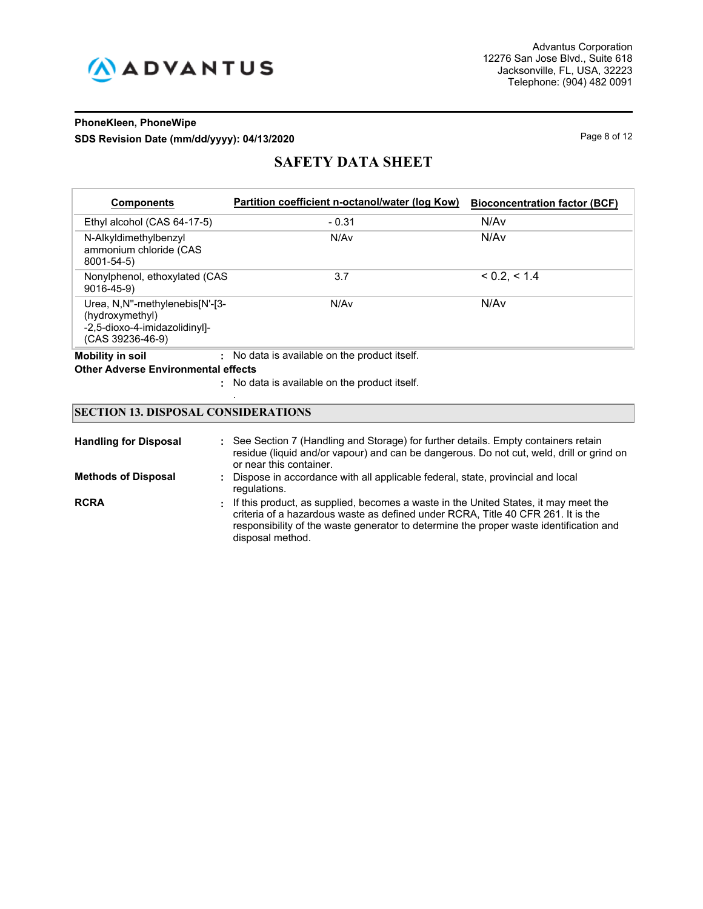| Components | Partition coefficient n-octanol/water (log Kow) | Bioconcentration factor (BCF) |
|---|---|---|
| Ethyl alcohol (CAS 64-17-5) | - 0.31 | N/Av |
| N-Alkyldimethylbenzyl ammonium chloride (CAS 8001-54-5) | N/Av | N/Av |
| Nonylphenol, ethoxylated (CAS 9016-45-9) | 3.7 | < 0.2, < 1.4 |
| Urea, N,N''-methylenebis[N'-[3-(hydroxymethyl) -2,5-dioxo-4-imidazolidinyl]- (CAS 39236-46-9) | N/Av | N/Av |

**Mobility in soil** : No data is available on the product itself.

**Other Adverse Environmental effects**

: No data is available on the product itself.

.

## SECTION 13. DISPOSAL CONSIDERATIONS

**Handling for Disposal** : See Section 7 (Handling and Storage) for further details. Empty containers retain residue (liquid and/or vapour) and can be dangerous. Do not cut, weld, drill or grind on or near this container.

**Methods of Disposal** : Dispose in accordance with all applicable federal, state, provincial and local regulations.

**RCRA** : If this product, as supplied, becomes a waste in the United States, it may meet the criteria of a hazardous waste as defined under RCRA, Title 40 CFR 261. It is the responsibility of the waste generator to determine the proper waste identification and disposal method.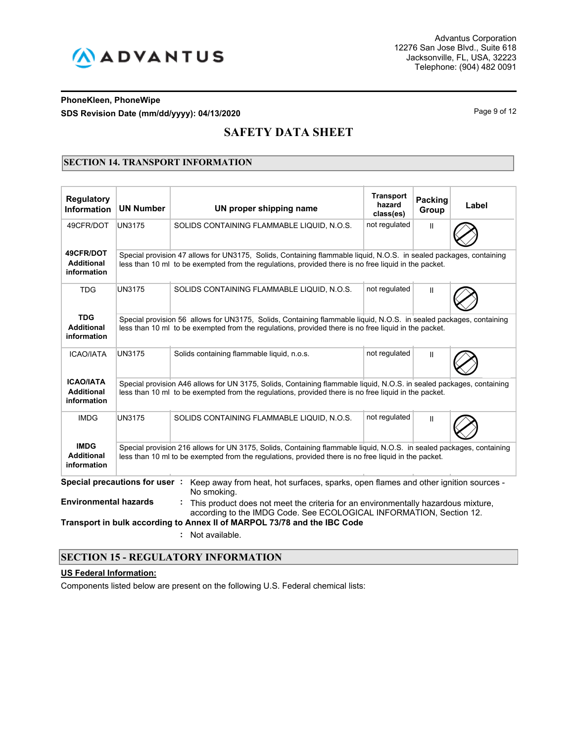## SECTION 14. TRANSPORT INFORMATION

| Regulatory Information | UN Number | UN proper shipping name | Transport hazard class(es) | Packing Group | Label |
|---|---|---|---|---|---|
| 49CFR/DOT | UN3175 | SOLIDS CONTAINING FLAMMABLE LIQUID, N.O.S. | not regulated | II | |
| 49CFR/DOT Additional information | Special provision 47 allows for UN3175, Solids, Containing flammable liquid, N.O.S. in sealed packages, containing less than 10 ml to be exempted from the regulations, provided there is no free liquid in the packet. | | | | |
| TDG | UN3175 | SOLIDS CONTAINING FLAMMABLE LIQUID, N.O.S. | not regulated | II | |
| TDG Additional information | Special provision 56 allows for UN3175, Solids, Containing flammable liquid, N.O.S. in sealed packages, containing less than 10 ml to be exempted from the regulations, provided there is no free liquid in the packet. | | | | |
| ICAO/IATA | UN3175 | Solids containing flammable liquid, n.o.s. | not regulated | II | |
| ICAO/IATA Additional information | Special provision A46 allows for UN 3175, Solids, Containing flammable liquid, N.O.S. in sealed packages, containing less than 10 ml to be exempted from the regulations, provided there is no free liquid in the packet. | | | | |
| IMDG | UN3175 | SOLIDS CONTAINING FLAMMABLE LIQUID, N.O.S. | not regulated | II | |
| IMDG Additional information | Special provision 216 allows for UN 3175, Solids, Containing flammable liquid, N.O.S. in sealed packages, containing less than 10 ml to be exempted from the regulations, provided there is no free liquid in the packet. | | | | |

**Special precautions for user** : Keep away from heat, hot surfaces, sparks, open flames and other ignition sources - No smoking.

**Environmental hazards** : This product does not meet the criteria for an environmentally hazardous mixture, according to the IMDG Code. See ECOLOGICAL INFORMATION, Section 12.

**Transport in bulk according to Annex II of MARPOL 73/78 and the IBC Code**

: Not available.

## SECTION 15 - REGULATORY INFORMATION

**US Federal Information:**

Components listed below are present on the following U.S. Federal chemical lists: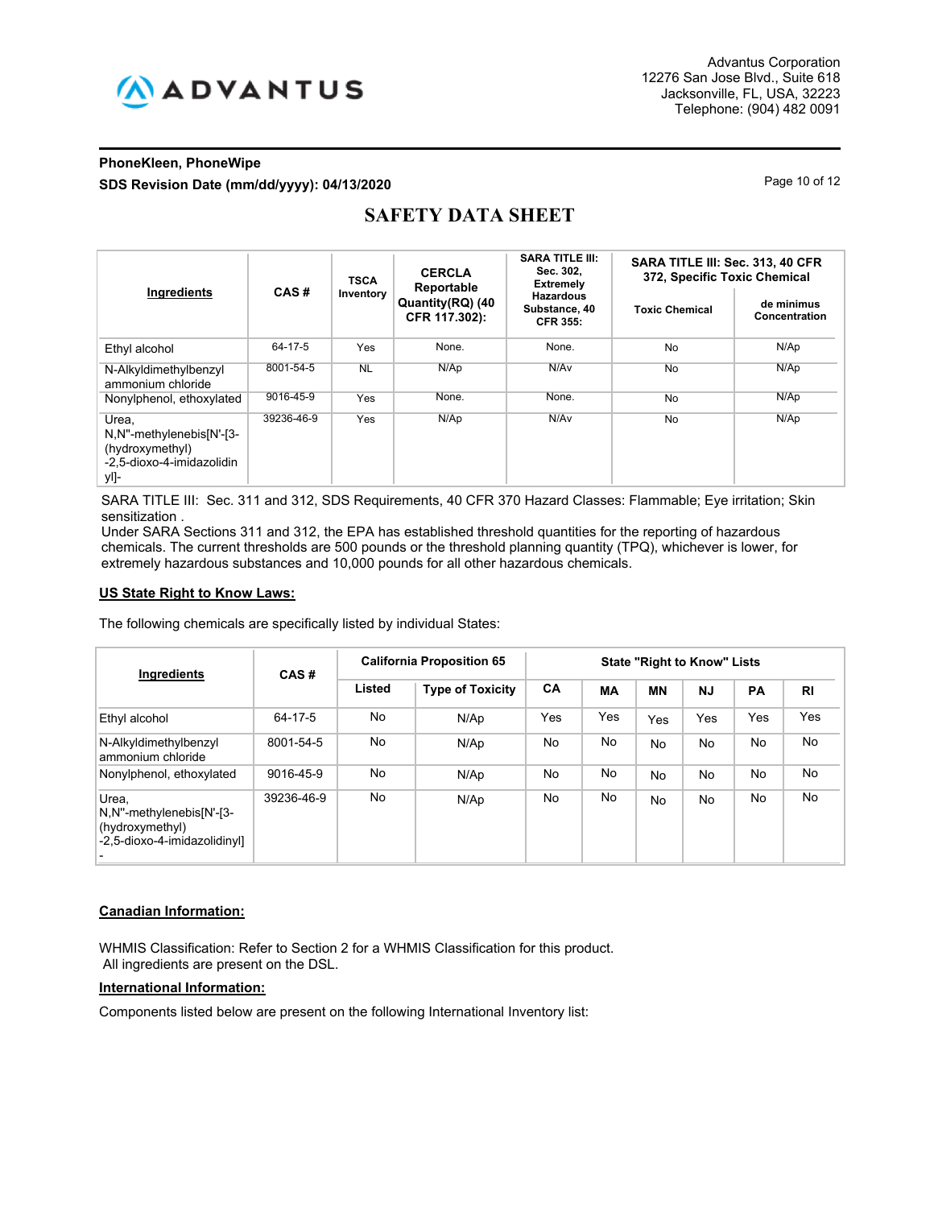# SAFETY DATA SHEET

| Ingredients | CAS # | TSCA Inventory | CERCLA Reportable Quantity(RQ) (40 CFR 117.302): | SARA TITLE III: Sec. 302, Extremely Hazardous Substance, 40 CFR 355: | SARA TITLE III: Sec. 313, 40 CFR 372, Specific Toxic Chemical | |
|---|---|---|---|---|---|---|
| | | | | | Toxic Chemical | de minimus Concentration |
| Ethyl alcohol | 64-17-5 | Yes | None. | None. | No | N/Ap |
| N-Alkyldimethylbenzyl ammonium chloride | 8001-54-5 | NL | N/Ap | N/Av | No | N/Ap |
| Nonylphenol, ethoxylated | 9016-45-9 | Yes | None. | None. | No | N/Ap |
| Urea, N,N''-methylenebis[N'-[3-(hydroxymethyl) -2,5-dioxo-4-imidazolidinyl]- | 39236-46-9 | Yes | N/Ap | N/Av | No | N/Ap |

SARA TITLE III: Sec. 311 and 312, SDS Requirements, 40 CFR 370 Hazard Classes: Flammable; Eye irritation; Skin sensitization .
Under SARA Sections 311 and 312, the EPA has established threshold quantities for the reporting of hazardous chemicals. The current thresholds are 500 pounds or the threshold planning quantity (TPQ), whichever is lower, for extremely hazardous substances and 10,000 pounds for all other hazardous chemicals.

**US State Right to Know Laws:**

The following chemicals are specifically listed by individual States:

| Ingredients | CAS # | California Proposition 65 | | State "Right to Know" Lists | | | | | |
|---|---|---|---|---|---|---|---|---|---|
| | | Listed | Type of Toxicity | CA | MA | MN | NJ | PA | RI |
| Ethyl alcohol | 64-17-5 | No | N/Ap | Yes | Yes | Yes | Yes | Yes | Yes |
| N-Alkyldimethylbenzyl ammonium chloride | 8001-54-5 | No | N/Ap | No | No | No | No | No | No |
| Nonylphenol, ethoxylated | 9016-45-9 | No | N/Ap | No | No | No | No | No | No |
| Urea, N,N''-methylenebis[N'-[3-(hydroxymethyl) -2,5-dioxo-4-imidazolidinyl] - | 39236-46-9 | No | N/Ap | No | No | No | No | No | No |

**Canadian Information:**

WHMIS Classification: Refer to Section 2 for a WHMIS Classification for this product.
All ingredients are present on the DSL.

**International Information:**

Components listed below are present on the following International Inventory list: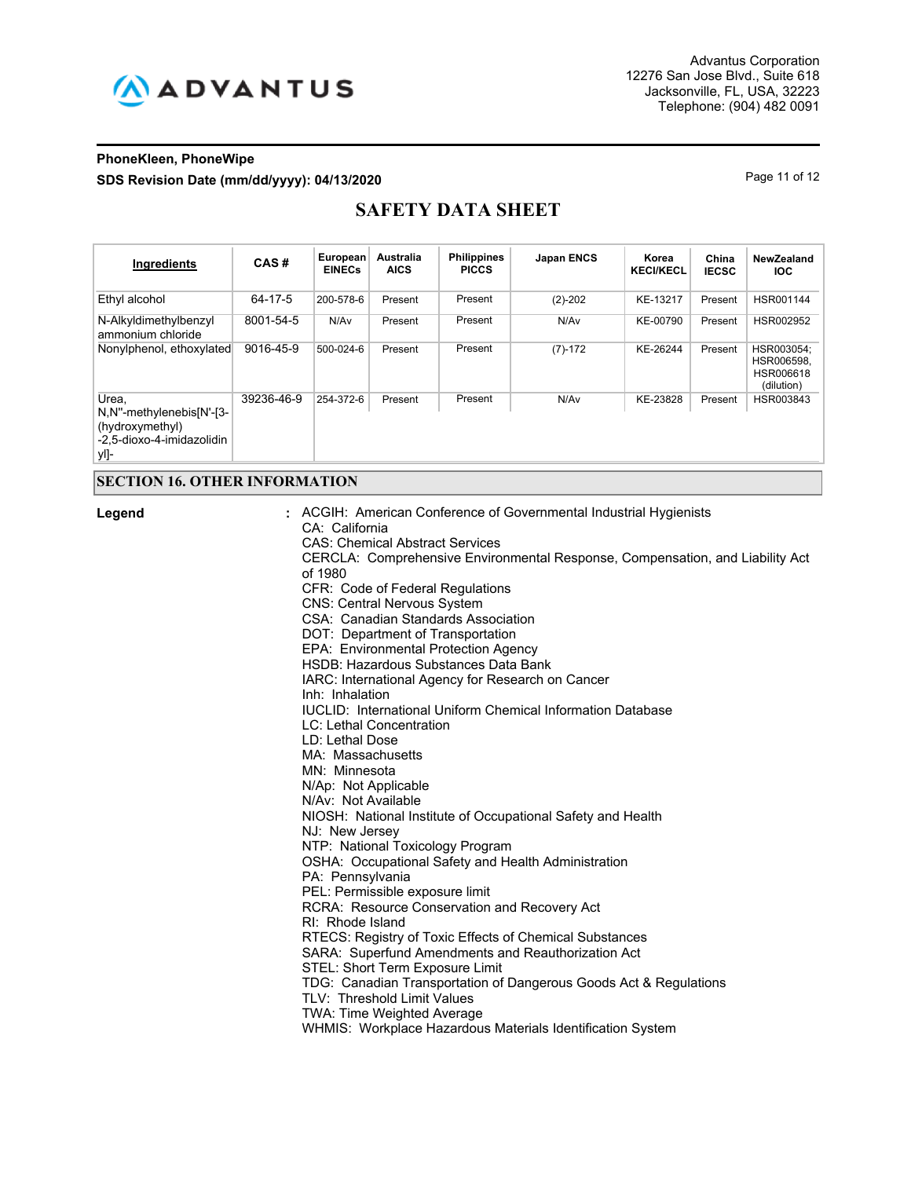| Ingredients | CAS # | European EINECs | Australia AICS | Philippines PICCS | Japan ENCS | Korea KECI/KECL | China IECSC | NewZealand IOC |
|---|---|---|---|---|---|---|---|---|
| Ethyl alcohol | 64-17-5 | 200-578-6 | Present | Present | (2)-202 | KE-13217 | Present | HSR001144 |
| N-Alkyldimethylbenzyl ammonium chloride | 8001-54-5 | N/Av | Present | Present | N/Av | KE-00790 | Present | HSR002952 |
| Nonylphenol, ethoxylated | 9016-45-9 | 500-024-6 | Present | Present | (7)-172 | KE-26244 | Present | HSR003054; HSR006598, HSR006618 (dilution) |
| Urea, N,N''-methylenebis[N'-[3-(hydroxymethyl) -2,5-dioxo-4-imidazolidin yl]- | 39236-46-9 | 254-372-6 | Present | Present | N/Av | KE-23828 | Present | HSR003843 |

## SECTION 16. OTHER INFORMATION

**Legend** :

ACGIH: American Conference of Governmental Industrial Hygienists
CA: California
CAS: Chemical Abstract Services
CERCLA: Comprehensive Environmental Response, Compensation, and Liability Act of 1980
CFR: Code of Federal Regulations
CNS: Central Nervous System
CSA: Canadian Standards Association
DOT: Department of Transportation
EPA: Environmental Protection Agency
HSDB: Hazardous Substances Data Bank
IARC: International Agency for Research on Cancer
Inh: Inhalation
IUCLID: International Uniform Chemical Information Database
LC: Lethal Concentration
LD: Lethal Dose
MA: Massachusetts
MN: Minnesota
N/Ap: Not Applicable
N/Av: Not Available
NIOSH: National Institute of Occupational Safety and Health
NJ: New Jersey
NTP: National Toxicology Program
OSHA: Occupational Safety and Health Administration
PA: Pennsylvania
PEL: Permissible exposure limit
RCRA: Resource Conservation and Recovery Act
RI: Rhode Island
RTECS: Registry of Toxic Effects of Chemical Substances
SARA: Superfund Amendments and Reauthorization Act
STEL: Short Term Exposure Limit
TDG: Canadian Transportation of Dangerous Goods Act & Regulations
TLV: Threshold Limit Values
TWA: Time Weighted Average
WHMIS: Workplace Hazardous Materials Identification System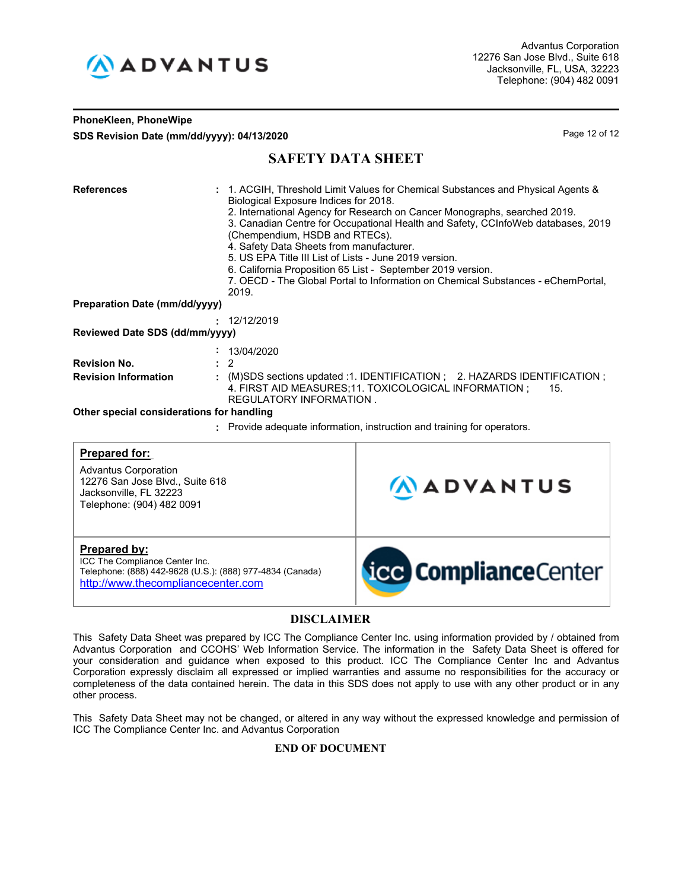# SAFETY DATA SHEET

**References** : 1. ACGIH, Threshold Limit Values for Chemical Substances and Physical Agents & Biological Exposure Indices for 2018.
2. International Agency for Research on Cancer Monographs, searched 2019.
3. Canadian Centre for Occupational Health and Safety, CCInfoWeb databases, 2019 (Chempendium, HSDB and RTECs).
4. Safety Data Sheets from manufacturer.
5. US EPA Title III List of Lists - June 2019 version.
6. California Proposition 65 List - September 2019 version.
7. OECD - The Global Portal to Information on Chemical Substances - eChemPortal, 2019.

**Preparation Date (mm/dd/yyyy)** : 12/12/2019

**Reviewed Date SDS (dd/mm/yyyy)** : 13/04/2020

**Revision No.** : 2

**Revision Information** : (M)SDS sections updated :1. IDENTIFICATION ; 2. HAZARDS IDENTIFICATION ; 4. FIRST AID MEASURES;11. TOXICOLOGICAL INFORMATION ; 15. REGULATORY INFORMATION .

**Other special considerations for handling** : Provide adequate information, instruction and training for operators.

| | |
|---|---|
| **Prepared for:**<br>Advantus Corporation<br>12276 San Jose Blvd., Suite 618<br>Jacksonville, FL 32223<br>Telephone: (904) 482 0091 | ADVANTUS |
| **Prepared by:**<br>ICC The Compliance Center Inc.<br>Telephone: (888) 442-9628 (U.S.): (888) 977-4834 (Canada)<br>http://www.thecompliancecenter.com | icc ComplianceCenter |

## DISCLAIMER

This Safety Data Sheet was prepared by ICC The Compliance Center Inc. using information provided by / obtained from Advantus Corporation and CCOHS' Web Information Service. The information in the Safety Data Sheet is offered for your consideration and guidance when exposed to this product. ICC The Compliance Center Inc and Advantus Corporation expressly disclaim all expressed or implied warranties and assume no responsibilities for the accuracy or completeness of the data contained herein. The data in this SDS does not apply to use with any other product or in any other process.

This Safety Data Sheet may not be changed, or altered in any way without the expressed knowledge and permission of ICC The Compliance Center Inc. and Advantus Corporation

**END OF DOCUMENT**